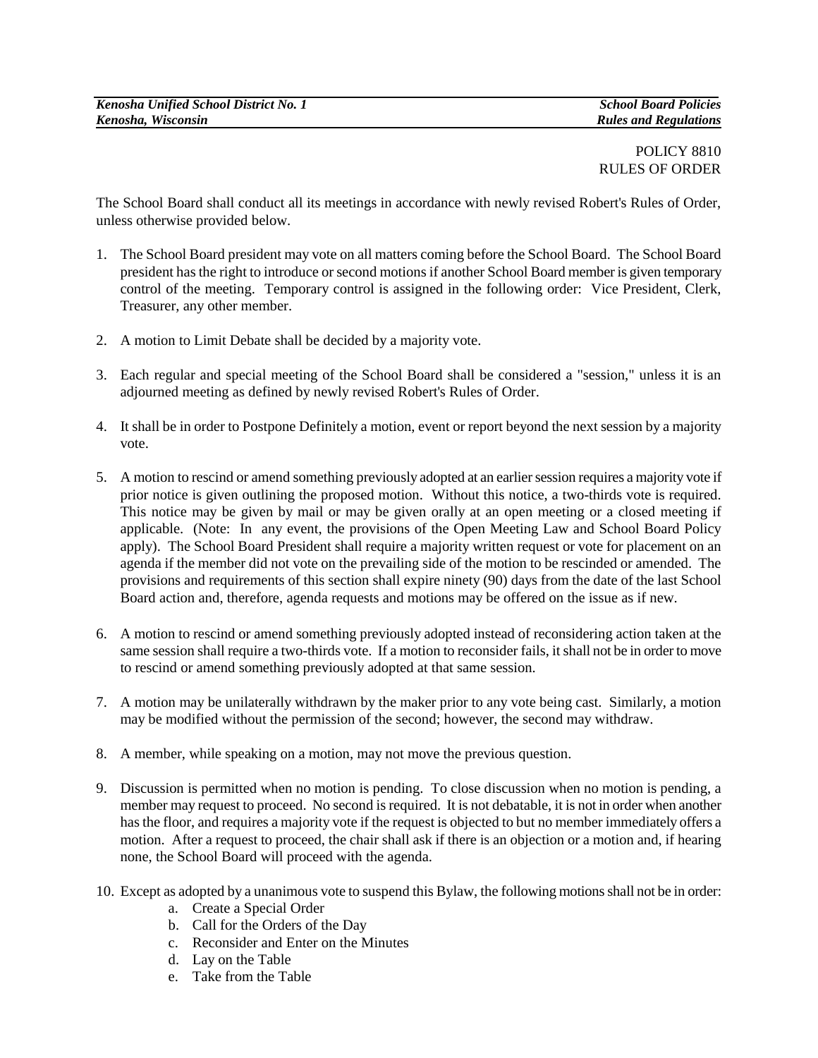POLICY 8810
RULES OF ORDER

The School Board shall conduct all its meetings in accordance with newly revised Robert's Rules of Order, unless otherwise provided below.

1. The School Board president may vote on all matters coming before the School Board. The School Board president has the right to introduce or second motions if another School Board member is given temporary control of the meeting. Temporary control is assigned in the following order: Vice President, Clerk, Treasurer, any other member.

2. A motion to Limit Debate shall be decided by a majority vote.

3. Each regular and special meeting of the School Board shall be considered a "session," unless it is an adjourned meeting as defined by newly revised Robert's Rules of Order.

4. It shall be in order to Postpone Definitely a motion, event or report beyond the next session by a majority vote.

5. A motion to rescind or amend something previously adopted at an earlier session requires a majority vote if prior notice is given outlining the proposed motion. Without this notice, a two-thirds vote is required. This notice may be given by mail or may be given orally at an open meeting or a closed meeting if applicable. (Note: In any event, the provisions of the Open Meeting Law and School Board Policy apply). The School Board President shall require a majority written request or vote for placement on an agenda if the member did not vote on the prevailing side of the motion to be rescinded or amended. The provisions and requirements of this section shall expire ninety (90) days from the date of the last School Board action and, therefore, agenda requests and motions may be offered on the issue as if new.

6. A motion to rescind or amend something previously adopted instead of reconsidering action taken at the same session shall require a two-thirds vote. If a motion to reconsider fails, it shall not be in order to move to rescind or amend something previously adopted at that same session.

7. A motion may be unilaterally withdrawn by the maker prior to any vote being cast. Similarly, a motion may be modified without the permission of the second; however, the second may withdraw.

8. A member, while speaking on a motion, may not move the previous question.

9. Discussion is permitted when no motion is pending. To close discussion when no motion is pending, a member may request to proceed. No second is required. It is not debatable, it is not in order when another has the floor, and requires a majority vote if the request is objected to but no member immediately offers a motion. After a request to proceed, the chair shall ask if there is an objection or a motion and, if hearing none, the School Board will proceed with the agenda.

10. Except as adopted by a unanimous vote to suspend this Bylaw, the following motions shall not be in order:
    a. Create a Special Order
    b. Call for the Orders of the Day
    c. Reconsider and Enter on the Minutes
    d. Lay on the Table
    e. Take from the Table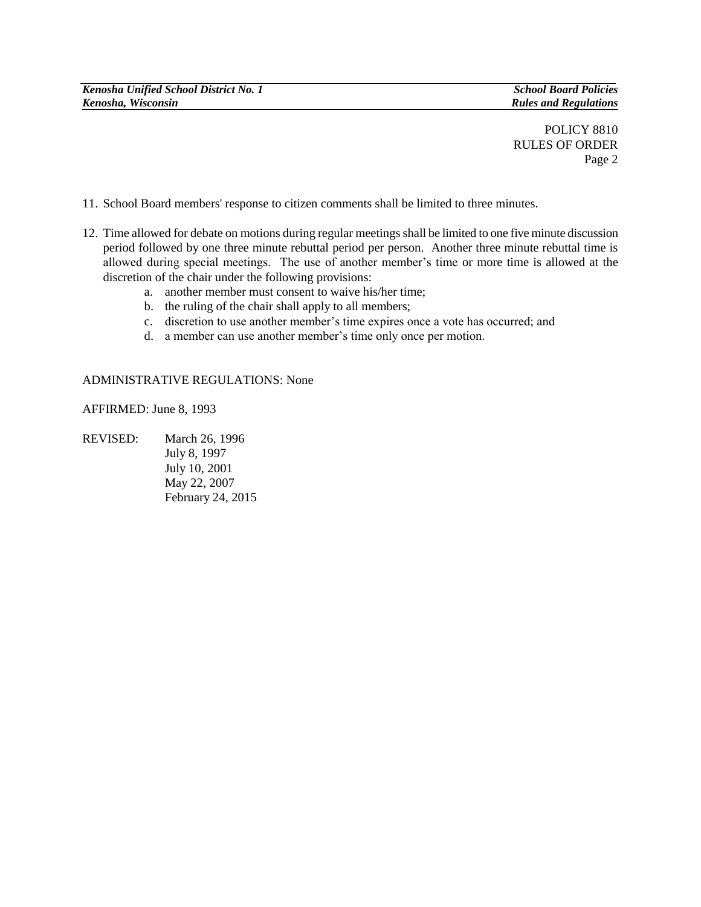11. School Board members' response to citizen comments shall be limited to three minutes.

12. Time allowed for debate on motions during regular meetings shall be limited to one five minute discussion period followed by one three minute rebuttal period per person. Another three minute rebuttal time is allowed during special meetings. The use of another member's time or more time is allowed at the discretion of the chair under the following provisions:
    a. another member must consent to waive his/her time;
    b. the ruling of the chair shall apply to all members;
    c. discretion to use another member's time expires once a vote has occurred; and
    d. a member can use another member's time only once per motion.

ADMINISTRATIVE REGULATIONS: None

AFFIRMED: June 8, 1993

REVISED: March 26, 1996
July 8, 1997
July 10, 2001
May 22, 2007
February 24, 2015